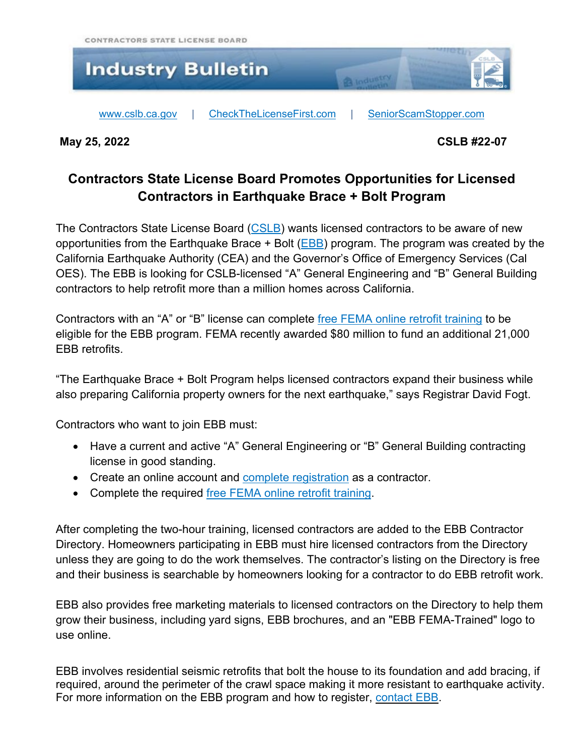CONTRACTORS STATE LICENSE BOARD

# Industry Bulletin

www.cslb.ca.gov | CheckTheLicenseFirst.com | SeniorScamStopper.com

**May 25, 2022** **CSLB #22-07**

## Contractors State License Board Promotes Opportunities for Licensed Contractors in Earthquake Brace + Bolt Program

The Contractors State License Board (CSLB) wants licensed contractors to be aware of new opportunities from the Earthquake Brace + Bolt (EBB) program. The program was created by the California Earthquake Authority (CEA) and the Governor's Office of Emergency Services (Cal OES). The EBB is looking for CSLB-licensed "A" General Engineering and "B" General Building contractors to help retrofit more than a million homes across California.

Contractors with an "A" or "B" license can complete free FEMA online retrofit training to be eligible for the EBB program. FEMA recently awarded $80 million to fund an additional 21,000 EBB retrofits.

"The Earthquake Brace + Bolt Program helps licensed contractors expand their business while also preparing California property owners for the next earthquake," says Registrar David Fogt.

Contractors who want to join EBB must:

- Have a current and active "A" General Engineering or "B" General Building contracting license in good standing.
- Create an online account and complete registration as a contractor.
- Complete the required free FEMA online retrofit training.

After completing the two-hour training, licensed contractors are added to the EBB Contractor Directory. Homeowners participating in EBB must hire licensed contractors from the Directory unless they are going to do the work themselves. The contractor's listing on the Directory is free and their business is searchable by homeowners looking for a contractor to do EBB retrofit work.

EBB also provides free marketing materials to licensed contractors on the Directory to help them grow their business, including yard signs, EBB brochures, and an "EBB FEMA-Trained" logo to use online.

EBB involves residential seismic retrofits that bolt the house to its foundation and add bracing, if required, around the perimeter of the crawl space making it more resistant to earthquake activity. For more information on the EBB program and how to register, contact EBB.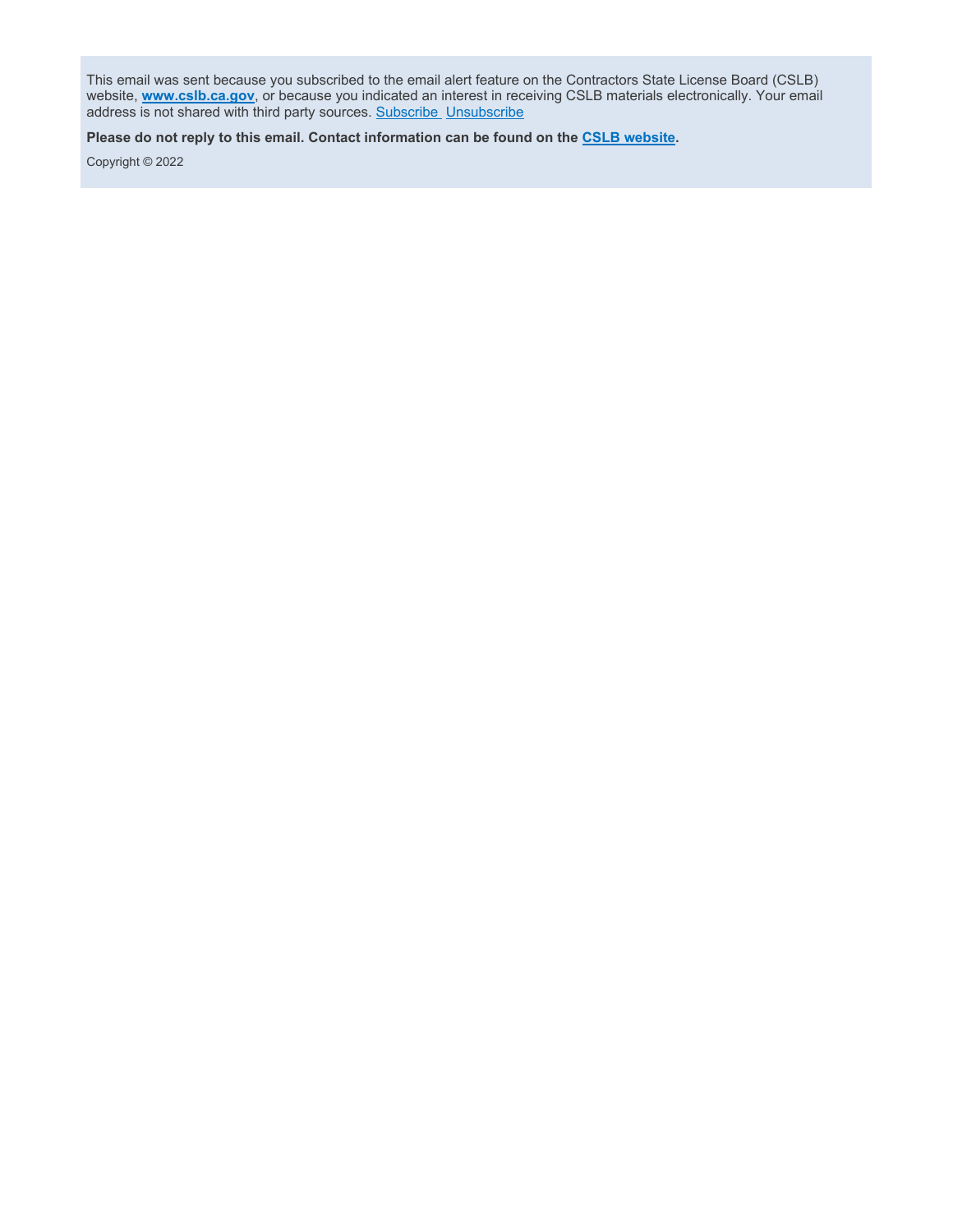This email was sent because you subscribed to the email alert feature on the Contractors State License Board (CSLB) website, **www.cslb.ca.gov**, or because you indicated an interest in receiving CSLB materials electronically. Your email address is not shared with third party sources. Subscribe Unsubscribe

**Please do not reply to this email. Contact information can be found on the CSLB website.**

Copyright © 2022